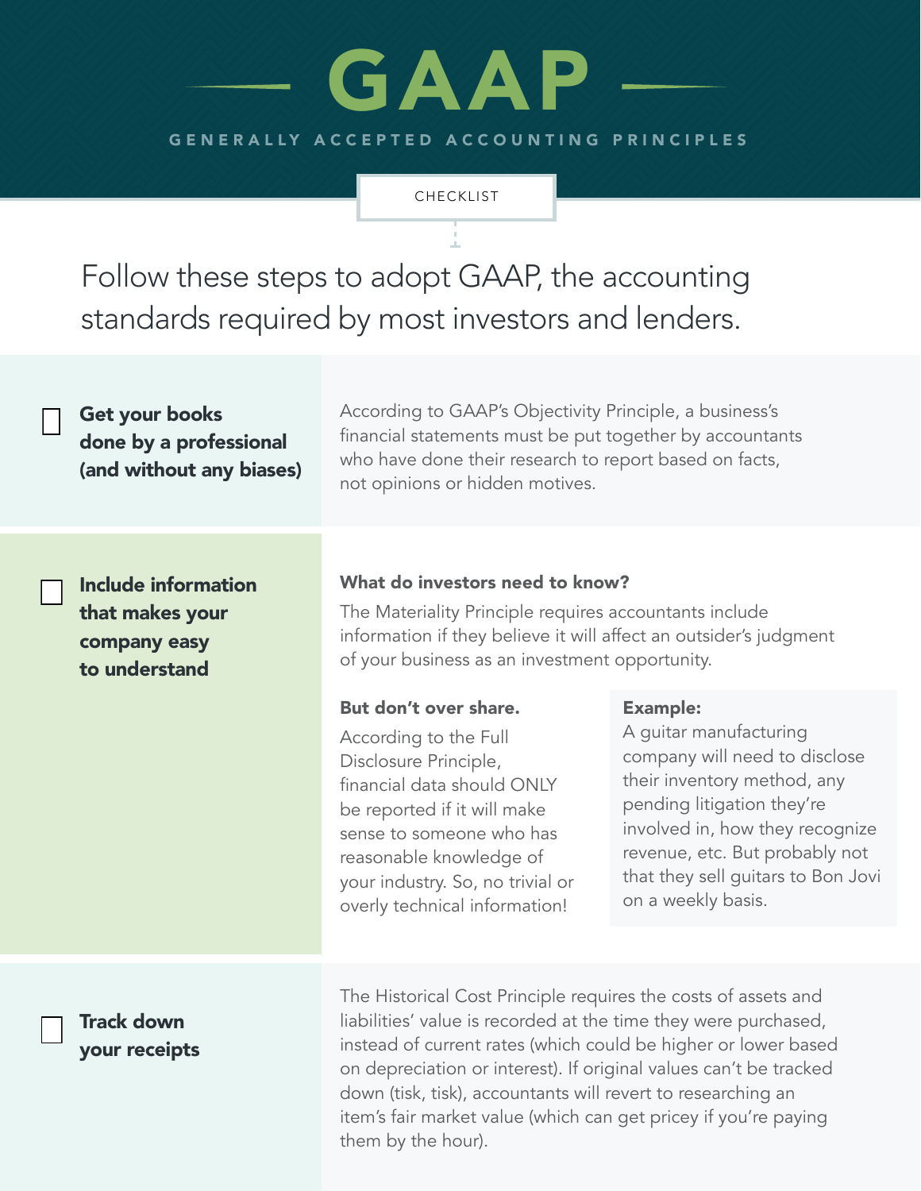# GAAP

GENERALLY ACCEPTED ACCOUNTING PRINCIPLES

CHECKLIST

Follow these steps to adopt GAAP, the accounting standards required by most investors and lenders.

- [ ] **Get your books done by a professional (and without any biases)**

According to GAAP's Objectivity Principle, a business's financial statements must be put together by accountants who have done their research to report based on facts, not opinions or hidden motives.

- [ ] **Include information that makes your company easy to understand**

**What do investors need to know?**

The Materiality Principle requires accountants include information if they believe it will affect an outsider's judgment of your business as an investment opportunity.

**But don't over share.**

According to the Full Disclosure Principle, financial data should ONLY be reported if it will make sense to someone who has reasonable knowledge of your industry. So, no trivial or overly technical information!

**Example:**
A guitar manufacturing company will need to disclose their inventory method, any pending litigation they're involved in, how they recognize revenue, etc. But probably not that they sell guitars to Bon Jovi on a weekly basis.

- [ ] **Track down your receipts**

The Historical Cost Principle requires the costs of assets and liabilities' value is recorded at the time they were purchased, instead of current rates (which could be higher or lower based on depreciation or interest). If original values can't be tracked down (tisk, tisk), accountants will revert to researching an item's fair market value (which can get pricey if you're paying them by the hour).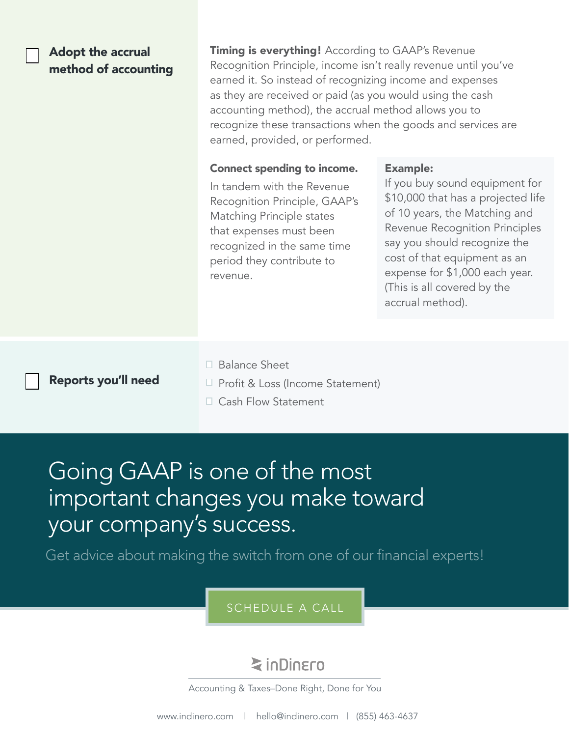- [ ] **Adopt the accrual method of accounting**

**Timing is everything!** According to GAAP's Revenue Recognition Principle, income isn't really revenue until you've earned it. So instead of recognizing income and expenses as they are received or paid (as you would using the cash accounting method), the accrual method allows you to recognize these transactions when the goods and services are earned, provided, or performed.

**Connect spending to income.**

In tandem with the Revenue Recognition Principle, GAAP's Matching Principle states that expenses must been recognized in the same time period they contribute to revenue.

**Example:**

If you buy sound equipment for $10,000 that has a projected life of 10 years, the Matching and Revenue Recognition Principles say you should recognize the cost of that equipment as an expense for $1,000 each year. (This is all covered by the accrual method).

- [ ] **Reports you'll need**

- [ ] Balance Sheet
- [ ] Profit & Loss (Income Statement)
- [ ] Cash Flow Statement

## Going GAAP is one of the most important changes you make toward your company's success.

Get advice about making the switch from one of our financial experts!

SCHEDULE A CALL

inDinero

Accounting & Taxes–Done Right, Done for You

www.indinero.com | hello@indinero.com | (855) 463-4637